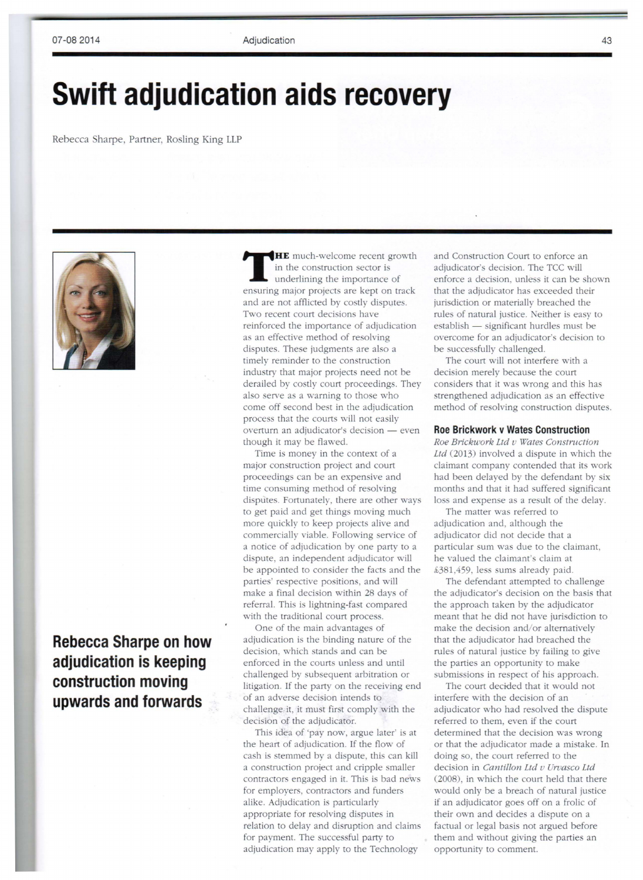# Swift adjudication aids recovery

Rebecca Sharpe, Partner, Rosling King LLP

## Rebecca Sharpe on how adjudication is keeping construction moving upwards and forwards

THE much-welcome recent growth in the construction sector is underlining the importance of ensuring major projects are kept on track and are not afflicted by costly disputes. Two recent court decisions have reinforced the importance of adjudication as an effective method of resolving disputes. These judgments are also a timely reminder to the construction industry that major projects need not be derailed by costly court proceedings. They also serve as a warning to those who come off second best in the adjudication process that the courts will not easily overturn an adjudicator's decision — even though it may be flawed.

Time is money in the context of a major construction project and court proceedings can be an expensive and time consuming method of resolving disputes. Fortunately, there are other ways to get paid and get things moving much more quickly to keep projects alive and commercially viable. Following service of a notice of adjudication by one party to a dispute, an independent adjudicator will be appointed to consider the facts and the parties' respective positions, and will make a final decision within 28 days of referral. This is lightning-fast compared with the traditional court process.

One of the main advantages of adjudication is the binding nature of the decision, which stands and can be enforced in the courts unless and until challenged by subsequent arbitration or litigation. If the party on the receiving end of an adverse decision intends to challenge it, it must first comply with the decision of the adjudicator.

This idea of 'pay now, argue later' is at the heart of adjudication. If the flow of cash is stemmed by a dispute, this can kill a construction project and cripple smaller contractors engaged in it. This is bad news for employers, contractors and funders alike. Adjudication is particularly appropriate for resolving disputes in relation to delay and disruption and claims for payment. The successful party to adjudication may apply to the Technology and Construction Court to enforce an adjudicator's decision. The TCC will enforce a decision, unless it can be shown that the adjudicator has exceeded their jurisdiction or materially breached the rules of natural justice. Neither is easy to establish — significant hurdles must be overcome for an adjudicator's decision to be successfully challenged.

The court will not interfere with a decision merely because the court considers that it was wrong and this has strengthened adjudication as an effective method of resolving construction disputes.

### Roe Brickwork v Wates Construction

*Roe Brickwork Ltd v Wates Construction Ltd* (2013) involved a dispute in which the claimant company contended that its work had been delayed by the defendant by six months and that it had suffered significant loss and expense as a result of the delay.

The matter was referred to adjudication and, although the adjudicator did not decide that a particular sum was due to the claimant, he valued the claimant's claim at £381,459, less sums already paid.

The defendant attempted to challenge the adjudicator's decision on the basis that the approach taken by the adjudicator meant that he did not have jurisdiction to make the decision and/or alternatively that the adjudicator had breached the rules of natural justice by failing to give the parties an opportunity to make submissions in respect of his approach.

The court decided that it would not interfere with the decision of an adjudicator who had resolved the dispute referred to them, even if the court determined that the decision was wrong or that the adjudicator made a mistake. In doing so, the court referred to the decision in *Cantillon Ltd v Urvasco Ltd* (2008), in which the court held that there would only be a breach of natural justice if an adjudicator goes off on a frolic of their own and decides a dispute on a factual or legal basis not argued before them and without giving the parties an opportunity to comment.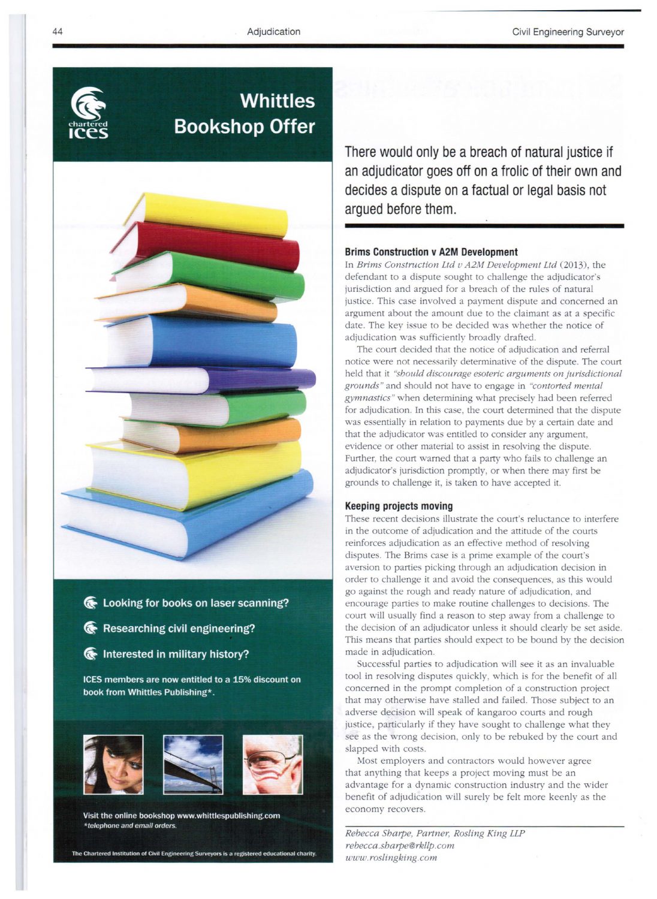# Whittles Bookshop Offer

Looking for books on laser scanning?

Researching civil engineering?

Interested in military history?

**ICES members are now entitled to a 15% discount on book from Whittles Publishing*.**

Visit the online bookshop www.whittlespublishing.com

*telephone and email orders.

The Chartered Institution of Civil Engineering Surveyors is a registered educational charity.

There would only be a breach of natural justice if an adjudicator goes off on a frolic of their own and decides a dispute on a factual or legal basis not argued before them.

### Brims Construction v A2M Development

In *Brims Construction Ltd v A2M Development Ltd* (2013), the defendant to a dispute sought to challenge the adjudicator's jurisdiction and argued for a breach of the rules of natural justice. This case involved a payment dispute and concerned an argument about the amount due to the claimant as at a specific date. The key issue to be decided was whether the notice of adjudication was sufficiently broadly drafted.

The court decided that the notice of adjudication and referral notice were not necessarily determinative of the dispute. The court held that it *"should discourage esoteric arguments on jurisdictional grounds"* and should not have to engage in *"contorted mental gymnastics"* when determining what precisely had been referred for adjudication. In this case, the court determined that the dispute was essentially in relation to payments due by a certain date and that the adjudicator was entitled to consider any argument, evidence or other material to assist in resolving the dispute. Further, the court warned that a party who fails to challenge an adjudicator's jurisdiction promptly, or when there may first be grounds to challenge it, is taken to have accepted it.

### Keeping projects moving

These recent decisions illustrate the court's reluctance to interfere in the outcome of adjudication and the attitude of the courts reinforces adjudication as an effective method of resolving disputes. The Brims case is a prime example of the court's aversion to parties picking through an adjudication decision in order to challenge it and avoid the consequences, as this would go against the rough and ready nature of adjudication, and encourage parties to make routine challenges to decisions. The court will usually find a reason to step away from a challenge to the decision of an adjudicator unless it should clearly be set aside. This means that parties should expect to be bound by the decision made in adjudication.

Successful parties to adjudication will see it as an invaluable tool in resolving disputes quickly, which is for the benefit of all concerned in the prompt completion of a construction project that may otherwise have stalled and failed. Those subject to an adverse decision will speak of kangaroo courts and rough justice, particularly if they have sought to challenge what they see as the wrong decision, only to be rebuked by the court and slapped with costs.

Most employers and contractors would however agree that anything that keeps a project moving must be an advantage for a dynamic construction industry and the wider benefit of adjudication will surely be felt more keenly as the economy recovers.

*Rebecca Sharpe, Partner, Rosling King LLP*
*rebecca.sharpe@rkllp.com*
*www.roslingking.com*